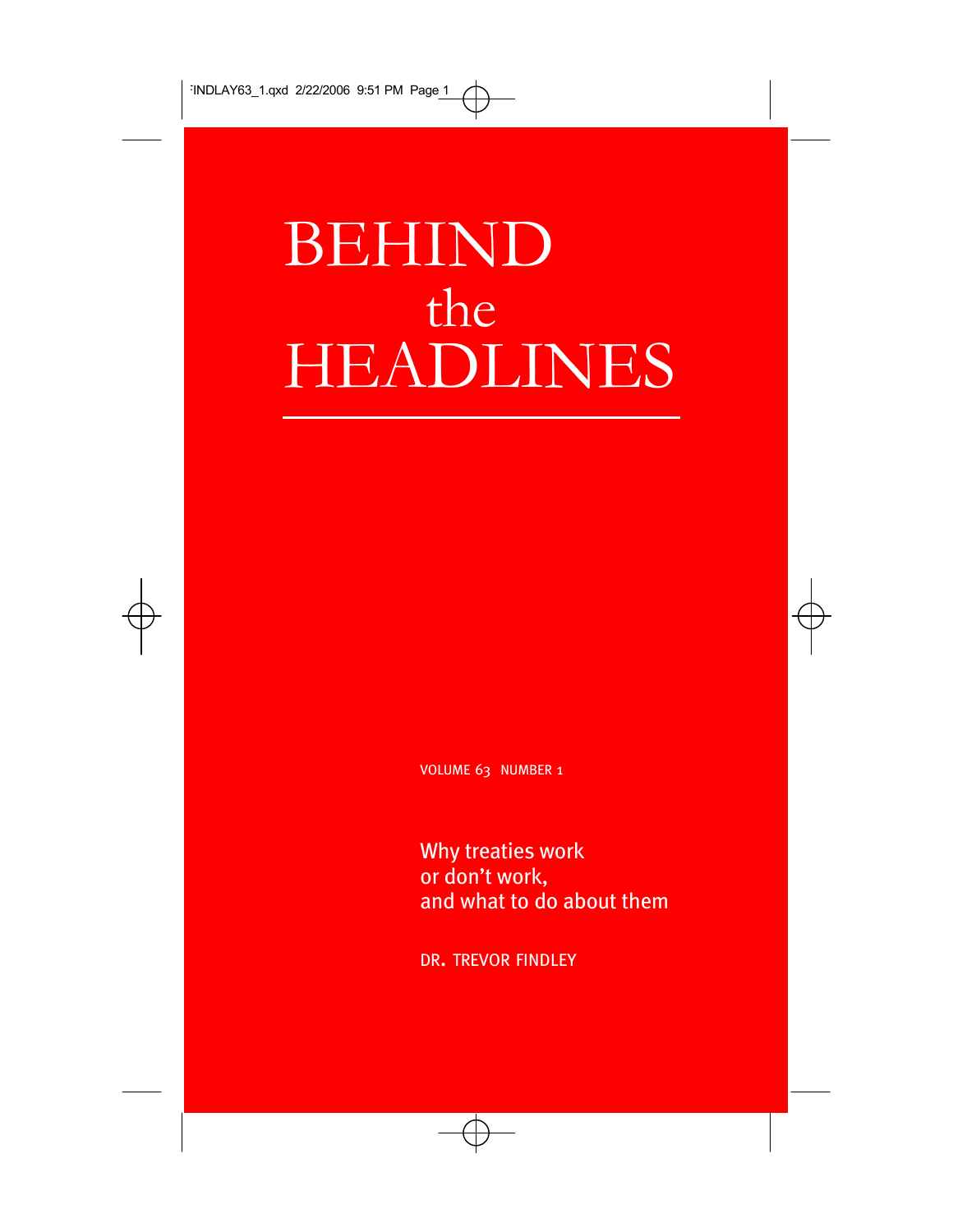# BEHIND the HEADLINES

VOLUME 63 NUMBER 1

## Why treaties work or don't work, and what to do about them

DR. TREVOR FINDLEY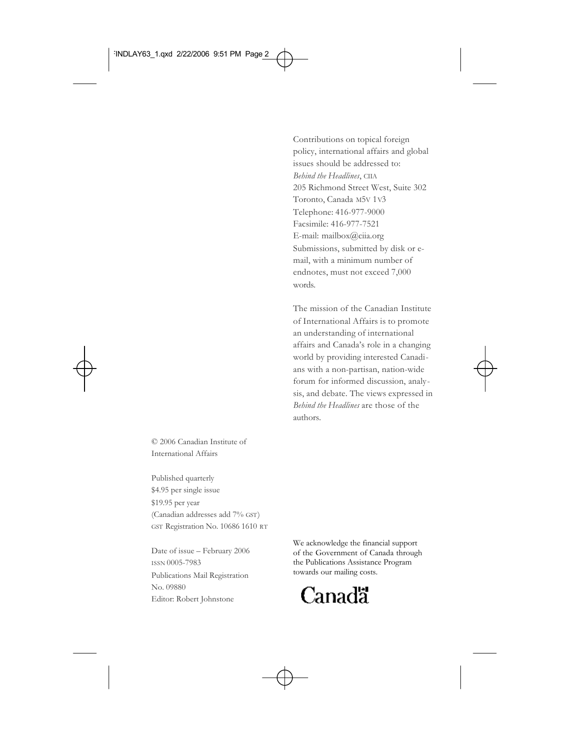Contributions on topical foreign policy, international affairs and global issues should be addressed to:
*Behind the Headlines*, CIIA
205 Richmond Street West, Suite 302
Toronto, Canada M5V 1V3
Telephone: 416-977-9000
Facsimile: 416-977-7521
E-mail: mailbox@ciia.org
Submissions, submitted by disk or e-mail, with a minimum number of endnotes, must not exceed 7,000 words.

The mission of the Canadian Institute of International Affairs is to promote an understanding of international affairs and Canada's role in a changing world by providing interested Canadians with a non-partisan, nation-wide forum for informed discussion, analysis, and debate. The views expressed in *Behind the Headlines* are those of the authors.

© 2006 Canadian Institute of International Affairs

Published quarterly
$4.95 per single issue
$19.95 per year
(Canadian addresses add 7% GST)
GST Registration No. 10686 1610 RT

Date of issue – February 2006
ISSN 0005-7983
Publications Mail Registration No. 09880
Editor: Robert Johnstone

We acknowledge the financial support of the Government of Canada through the Publications Assistance Program towards our mailing costs.

Canadä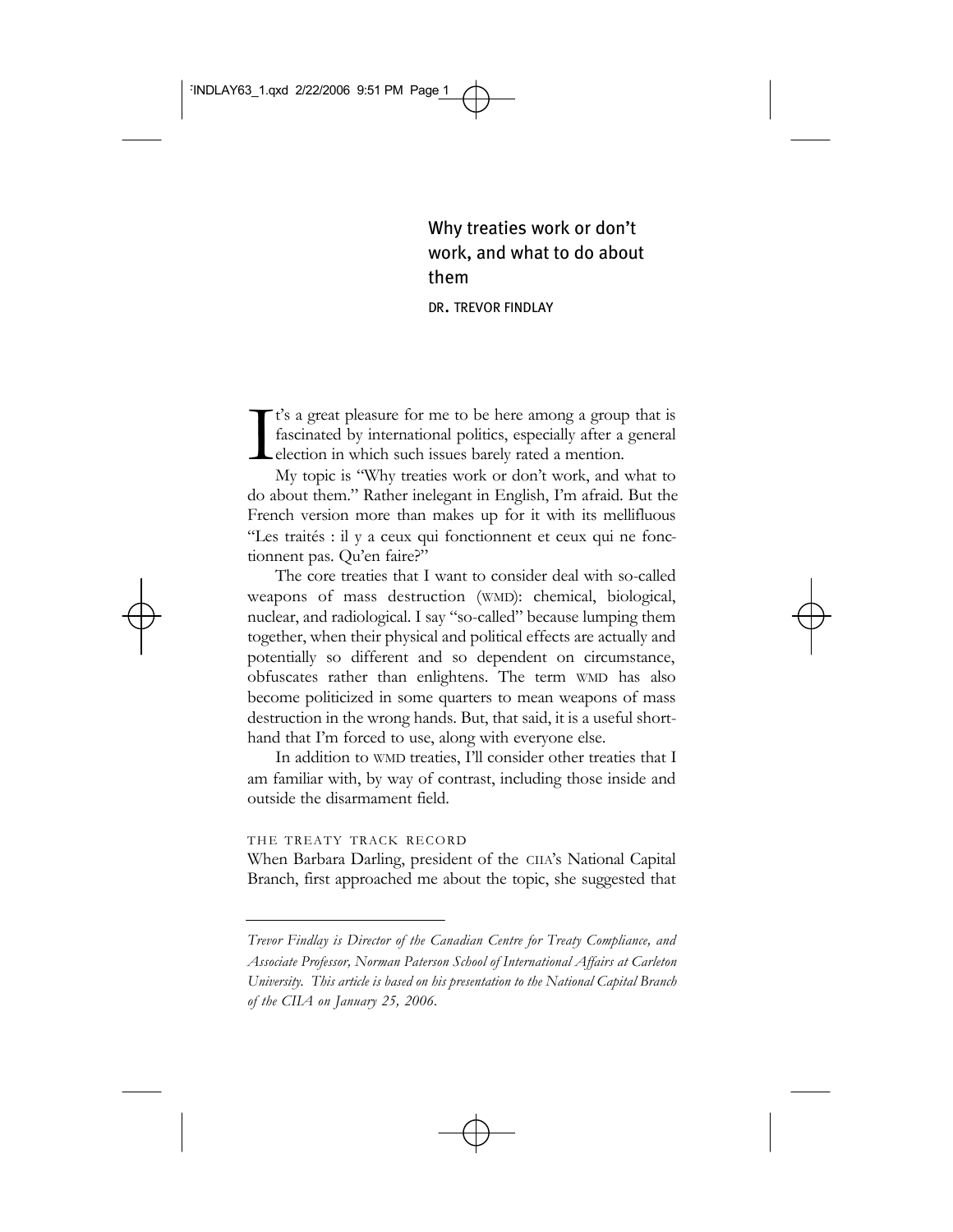# Why treaties work or don't work, and what to do about them

DR. TREVOR FINDLAY

It's a great pleasure for me to be here among a group that is fascinated by international politics, especially after a general election in which such issues barely rated a mention.

My topic is "Why treaties work or don't work, and what to do about them." Rather inelegant in English, I'm afraid. But the French version more than makes up for it with its mellifluous "Les traités : il y a ceux qui fonctionnent et ceux qui ne fonctionnent pas. Qu'en faire?"

The core treaties that I want to consider deal with so-called weapons of mass destruction (WMD): chemical, biological, nuclear, and radiological. I say "so-called" because lumping them together, when their physical and political effects are actually and potentially so different and so dependent on circumstance, obfuscates rather than enlightens. The term WMD has also become politicized in some quarters to mean weapons of mass destruction in the wrong hands. But, that said, it is a useful shorthand that I'm forced to use, along with everyone else.

In addition to WMD treaties, I'll consider other treaties that I am familiar with, by way of contrast, including those inside and outside the disarmament field.

## THE TREATY TRACK RECORD

When Barbara Darling, president of the CIIA's National Capital Branch, first approached me about the topic, she suggested that

---

*Trevor Findlay is Director of the Canadian Centre for Treaty Compliance, and Associate Professor, Norman Paterson School of International Affairs at Carleton University. This article is based on his presentation to the National Capital Branch of the CIIA on January 25, 2006.*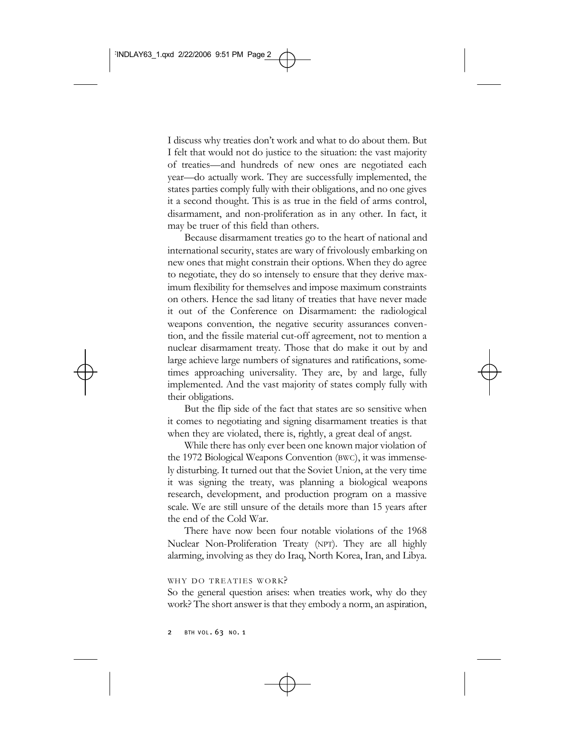I discuss why treaties don't work and what to do about them. But I felt that would not do justice to the situation: the vast majority of treaties—and hundreds of new ones are negotiated each year—do actually work. They are successfully implemented, the states parties comply fully with their obligations, and no one gives it a second thought. This is as true in the field of arms control, disarmament, and non-proliferation as in any other. In fact, it may be truer of this field than others.

Because disarmament treaties go to the heart of national and international security, states are wary of frivolously embarking on new ones that might constrain their options. When they do agree to negotiate, they do so intensely to ensure that they derive maximum flexibility for themselves and impose maximum constraints on others. Hence the sad litany of treaties that have never made it out of the Conference on Disarmament: the radiological weapons convention, the negative security assurances convention, and the fissile material cut-off agreement, not to mention a nuclear disarmament treaty. Those that do make it out by and large achieve large numbers of signatures and ratifications, sometimes approaching universality. They are, by and large, fully implemented. And the vast majority of states comply fully with their obligations.

But the flip side of the fact that states are so sensitive when it comes to negotiating and signing disarmament treaties is that when they are violated, there is, rightly, a great deal of angst.

While there has only ever been one known major violation of the 1972 Biological Weapons Convention (BWC), it was immensely disturbing. It turned out that the Soviet Union, at the very time it was signing the treaty, was planning a biological weapons research, development, and production program on a massive scale. We are still unsure of the details more than 15 years after the end of the Cold War.

There have now been four notable violations of the 1968 Nuclear Non-Proliferation Treaty (NPT). They are all highly alarming, involving as they do Iraq, North Korea, Iran, and Libya.

## WHY DO TREATIES WORK?

So the general question arises: when treaties work, why do they work? The short answer is that they embody a norm, an aspiration,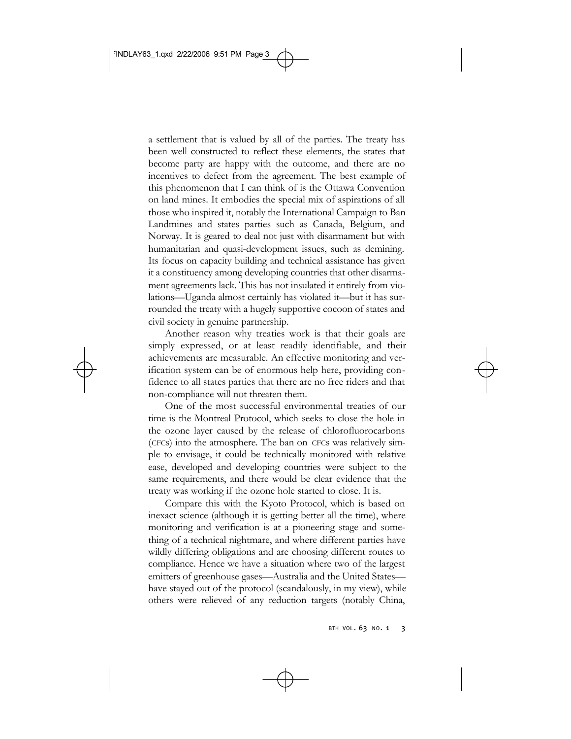a settlement that is valued by all of the parties. The treaty has been well constructed to reflect these elements, the states that become party are happy with the outcome, and there are no incentives to defect from the agreement. The best example of this phenomenon that I can think of is the Ottawa Convention on land mines. It embodies the special mix of aspirations of all those who inspired it, notably the International Campaign to Ban Landmines and states parties such as Canada, Belgium, and Norway. It is geared to deal not just with disarmament but with humanitarian and quasi-development issues, such as demining. Its focus on capacity building and technical assistance has given it a constituency among developing countries that other disarmament agreements lack. This has not insulated it entirely from violations—Uganda almost certainly has violated it—but it has surrounded the treaty with a hugely supportive cocoon of states and civil society in genuine partnership.

Another reason why treaties work is that their goals are simply expressed, or at least readily identifiable, and their achievements are measurable. An effective monitoring and verification system can be of enormous help here, providing confidence to all states parties that there are no free riders and that non-compliance will not threaten them.

One of the most successful environmental treaties of our time is the Montreal Protocol, which seeks to close the hole in the ozone layer caused by the release of chlorofluorocarbons (CFCs) into the atmosphere. The ban on CFCs was relatively simple to envisage, it could be technically monitored with relative ease, developed and developing countries were subject to the same requirements, and there would be clear evidence that the treaty was working if the ozone hole started to close. It is.

Compare this with the Kyoto Protocol, which is based on inexact science (although it is getting better all the time), where monitoring and verification is at a pioneering stage and something of a technical nightmare, and where different parties have wildly differing obligations and are choosing different routes to compliance. Hence we have a situation where two of the largest emitters of greenhouse gases—Australia and the United States—have stayed out of the protocol (scandalously, in my view), while others were relieved of any reduction targets (notably China,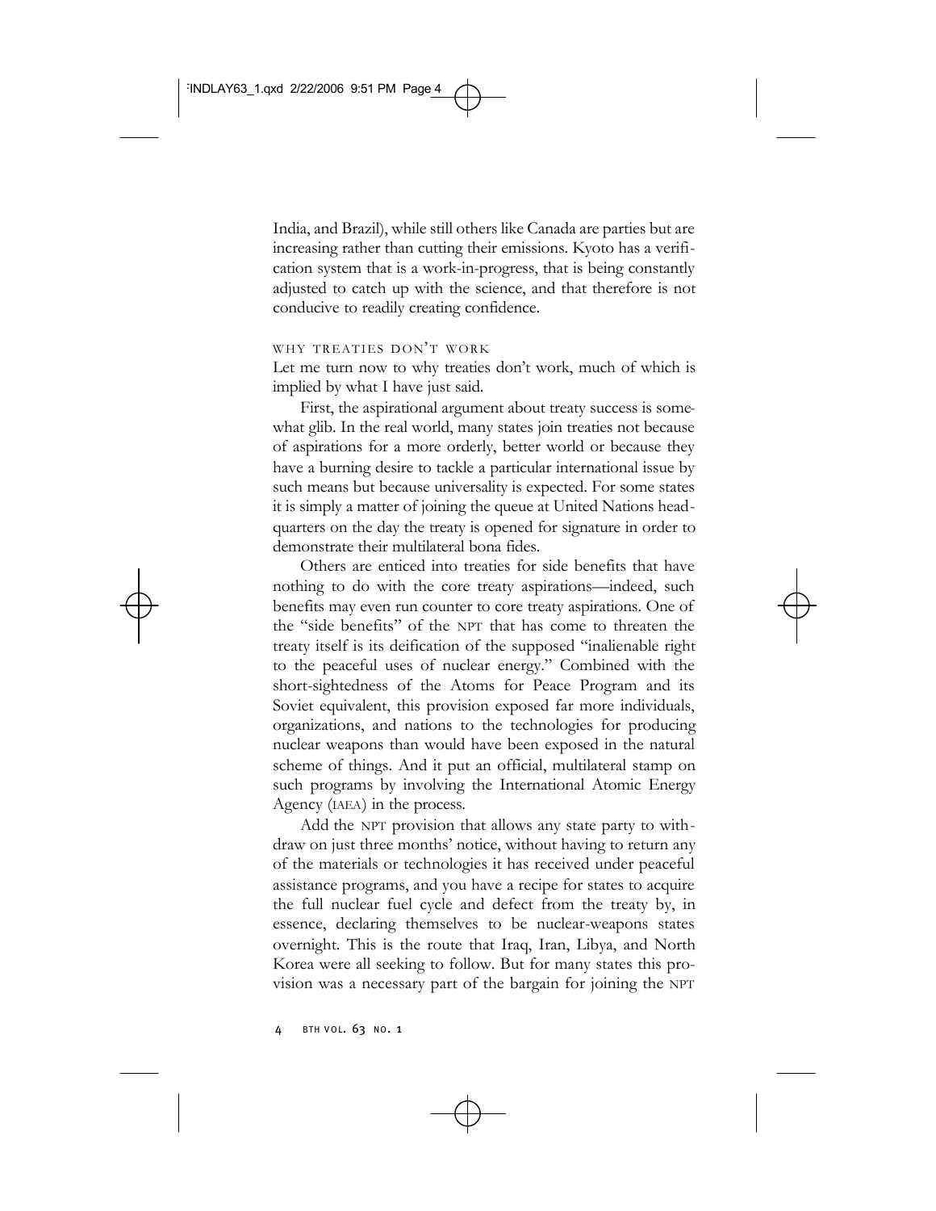India, and Brazil), while still others like Canada are parties but are increasing rather than cutting their emissions. Kyoto has a verification system that is a work-in-progress, that is being constantly adjusted to catch up with the science, and that therefore is not conducive to readily creating confidence.

## WHY TREATIES DON'T WORK

Let me turn now to why treaties don't work, much of which is implied by what I have just said.

First, the aspirational argument about treaty success is somewhat glib. In the real world, many states join treaties not because of aspirations for a more orderly, better world or because they have a burning desire to tackle a particular international issue by such means but because universality is expected. For some states it is simply a matter of joining the queue at United Nations headquarters on the day the treaty is opened for signature in order to demonstrate their multilateral bona fides.

Others are enticed into treaties for side benefits that have nothing to do with the core treaty aspirations—indeed, such benefits may even run counter to core treaty aspirations. One of the "side benefits" of the NPT that has come to threaten the treaty itself is its deification of the supposed "inalienable right to the peaceful uses of nuclear energy." Combined with the short-sightedness of the Atoms for Peace Program and its Soviet equivalent, this provision exposed far more individuals, organizations, and nations to the technologies for producing nuclear weapons than would have been exposed in the natural scheme of things. And it put an official, multilateral stamp on such programs by involving the International Atomic Energy Agency (IAEA) in the process.

Add the NPT provision that allows any state party to withdraw on just three months' notice, without having to return any of the materials or technologies it has received under peaceful assistance programs, and you have a recipe for states to acquire the full nuclear fuel cycle and defect from the treaty by, in essence, declaring themselves to be nuclear-weapons states overnight. This is the route that Iraq, Iran, Libya, and North Korea were all seeking to follow. But for many states this provision was a necessary part of the bargain for joining the NPT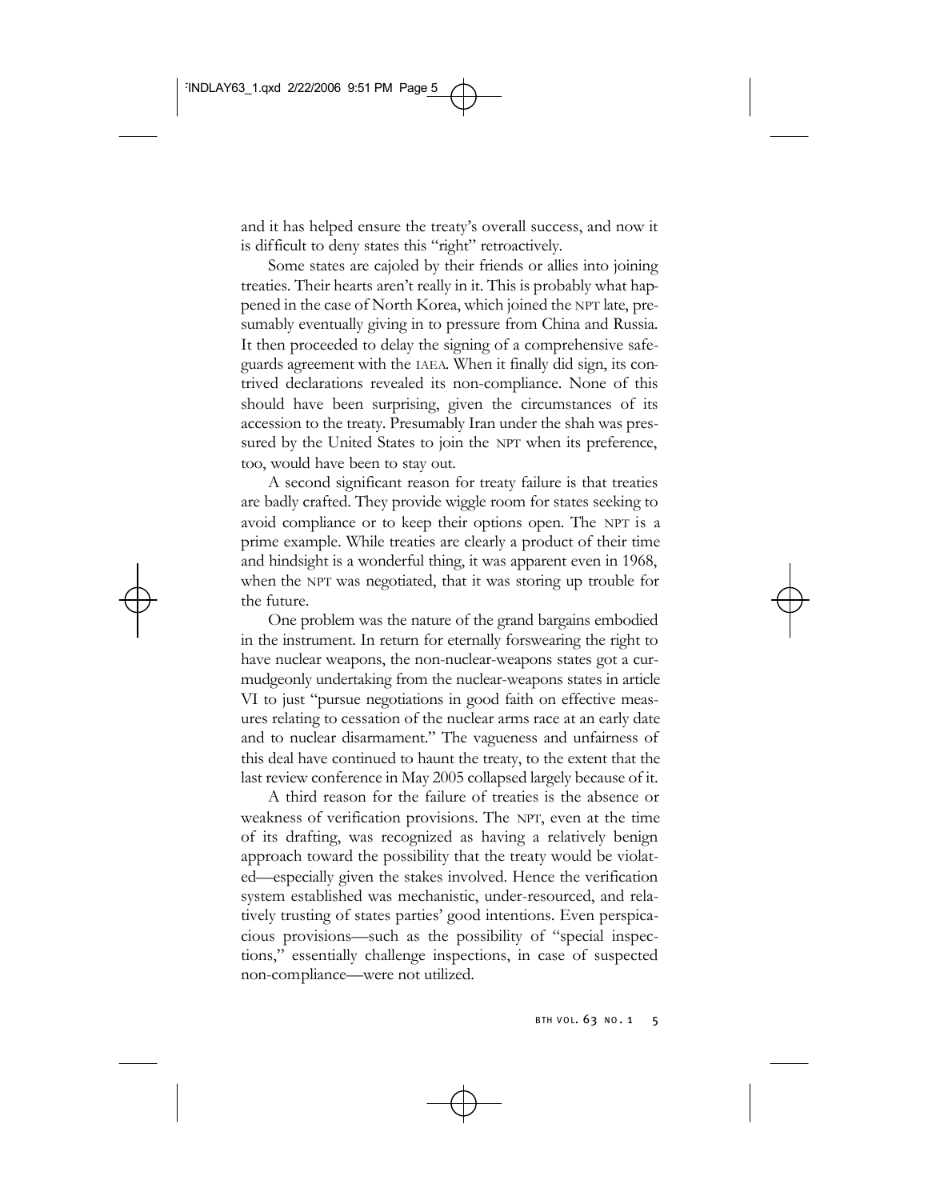and it has helped ensure the treaty's overall success, and now it is difficult to deny states this "right" retroactively.

Some states are cajoled by their friends or allies into joining treaties. Their hearts aren't really in it. This is probably what happened in the case of North Korea, which joined the NPT late, presumably eventually giving in to pressure from China and Russia. It then proceeded to delay the signing of a comprehensive safeguards agreement with the IAEA. When it finally did sign, its contrived declarations revealed its non-compliance. None of this should have been surprising, given the circumstances of its accession to the treaty. Presumably Iran under the shah was pressured by the United States to join the NPT when its preference, too, would have been to stay out.

A second significant reason for treaty failure is that treaties are badly crafted. They provide wiggle room for states seeking to avoid compliance or to keep their options open. The NPT is a prime example. While treaties are clearly a product of their time and hindsight is a wonderful thing, it was apparent even in 1968, when the NPT was negotiated, that it was storing up trouble for the future.

One problem was the nature of the grand bargains embodied in the instrument. In return for eternally forswearing the right to have nuclear weapons, the non-nuclear-weapons states got a curmudgeonly undertaking from the nuclear-weapons states in article VI to just "pursue negotiations in good faith on effective measures relating to cessation of the nuclear arms race at an early date and to nuclear disarmament." The vagueness and unfairness of this deal have continued to haunt the treaty, to the extent that the last review conference in May 2005 collapsed largely because of it.

A third reason for the failure of treaties is the absence or weakness of verification provisions. The NPT, even at the time of its drafting, was recognized as having a relatively benign approach toward the possibility that the treaty would be violated—especially given the stakes involved. Hence the verification system established was mechanistic, under-resourced, and relatively trusting of states parties' good intentions. Even perspicacious provisions—such as the possibility of "special inspections," essentially challenge inspections, in case of suspected non-compliance—were not utilized.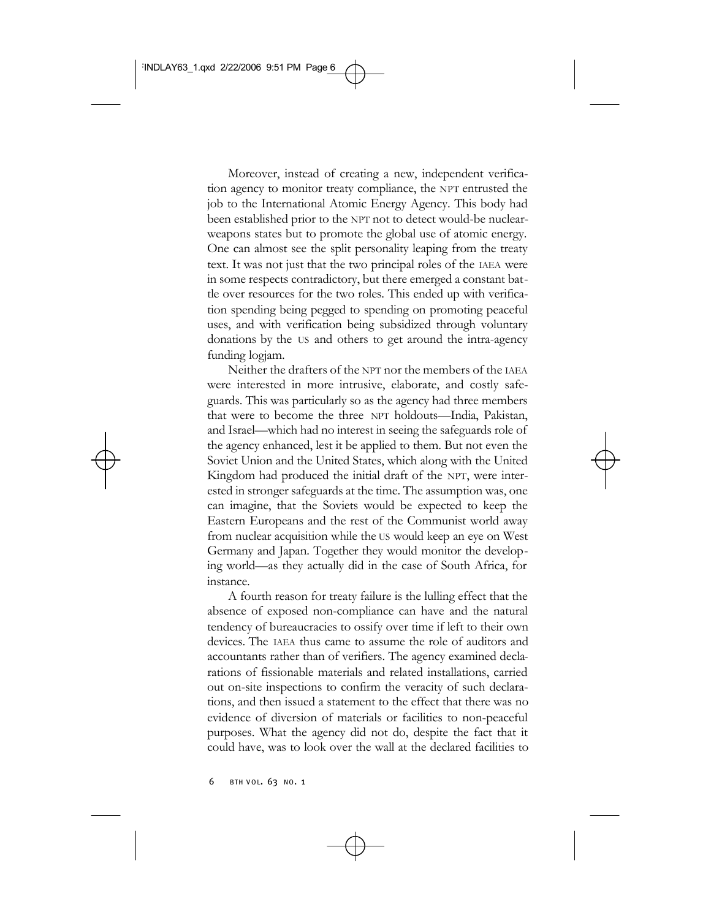Moreover, instead of creating a new, independent verification agency to monitor treaty compliance, the NPT entrusted the job to the International Atomic Energy Agency. This body had been established prior to the NPT not to detect would-be nuclear-weapons states but to promote the global use of atomic energy. One can almost see the split personality leaping from the treaty text. It was not just that the two principal roles of the IAEA were in some respects contradictory, but there emerged a constant battle over resources for the two roles. This ended up with verification spending being pegged to spending on promoting peaceful uses, and with verification being subsidized through voluntary donations by the US and others to get around the intra-agency funding logjam.

Neither the drafters of the NPT nor the members of the IAEA were interested in more intrusive, elaborate, and costly safeguards. This was particularly so as the agency had three members that were to become the three NPT holdouts—India, Pakistan, and Israel—which had no interest in seeing the safeguards role of the agency enhanced, lest it be applied to them. But not even the Soviet Union and the United States, which along with the United Kingdom had produced the initial draft of the NPT, were interested in stronger safeguards at the time. The assumption was, one can imagine, that the Soviets would be expected to keep the Eastern Europeans and the rest of the Communist world away from nuclear acquisition while the US would keep an eye on West Germany and Japan. Together they would monitor the developing world—as they actually did in the case of South Africa, for instance.

A fourth reason for treaty failure is the lulling effect that the absence of exposed non-compliance can have and the natural tendency of bureaucracies to ossify over time if left to their own devices. The IAEA thus came to assume the role of auditors and accountants rather than of verifiers. The agency examined declarations of fissionable materials and related installations, carried out on-site inspections to confirm the veracity of such declarations, and then issued a statement to the effect that there was no evidence of diversion of materials or facilities to non-peaceful purposes. What the agency did not do, despite the fact that it could have, was to look over the wall at the declared facilities to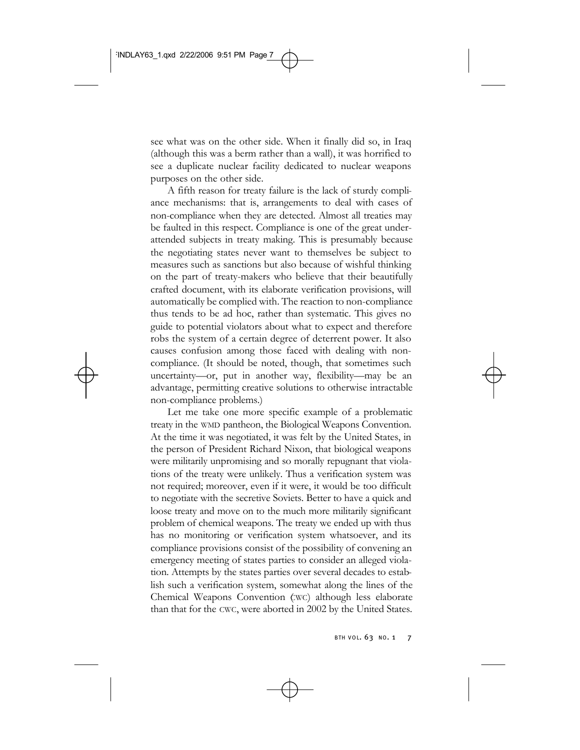see what was on the other side. When it finally did so, in Iraq (although this was a berm rather than a wall), it was horrified to see a duplicate nuclear facility dedicated to nuclear weapons purposes on the other side.

A fifth reason for treaty failure is the lack of sturdy compliance mechanisms: that is, arrangements to deal with cases of non-compliance when they are detected. Almost all treaties may be faulted in this respect. Compliance is one of the great under-attended subjects in treaty making. This is presumably because the negotiating states never want to themselves be subject to measures such as sanctions but also because of wishful thinking on the part of treaty-makers who believe that their beautifully crafted document, with its elaborate verification provisions, will automatically be complied with. The reaction to non-compliance thus tends to be ad hoc, rather than systematic. This gives no guide to potential violators about what to expect and therefore robs the system of a certain degree of deterrent power. It also causes confusion among those faced with dealing with non-compliance. (It should be noted, though, that sometimes such uncertainty—or, put in another way, flexibility—may be an advantage, permitting creative solutions to otherwise intractable non-compliance problems.)

Let me take one more specific example of a problematic treaty in the WMD pantheon, the Biological Weapons Convention. At the time it was negotiated, it was felt by the United States, in the person of President Richard Nixon, that biological weapons were militarily unpromising and so morally repugnant that violations of the treaty were unlikely. Thus a verification system was not required; moreover, even if it were, it would be too difficult to negotiate with the secretive Soviets. Better to have a quick and loose treaty and move on to the much more militarily significant problem of chemical weapons. The treaty we ended up with thus has no monitoring or verification system whatsoever, and its compliance provisions consist of the possibility of convening an emergency meeting of states parties to consider an alleged violation. Attempts by the states parties over several decades to establish such a verification system, somewhat along the lines of the Chemical Weapons Convention (CWC) although less elaborate than that for the CWC, were aborted in 2002 by the United States.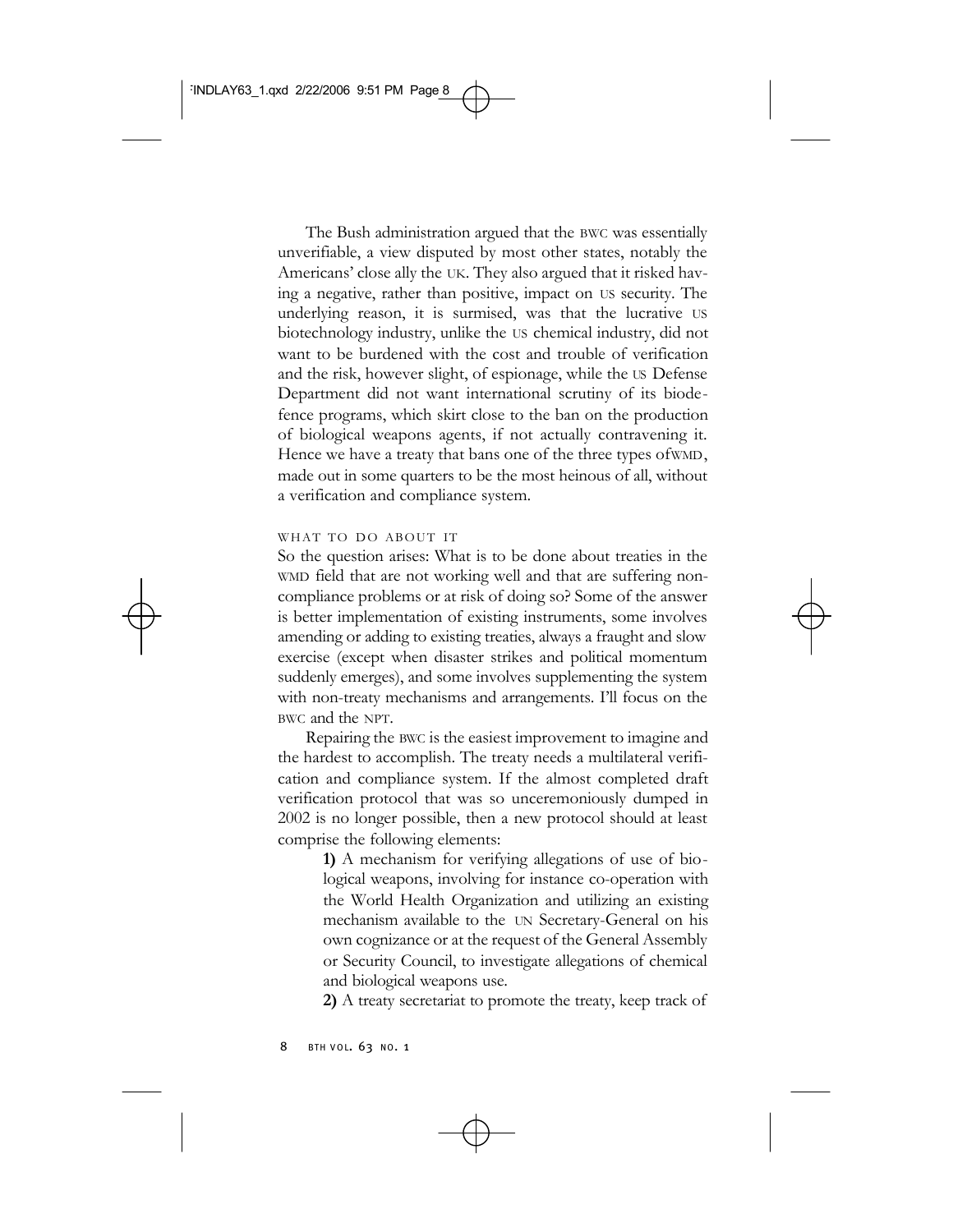The Bush administration argued that the BWC was essentially unverifiable, a view disputed by most other states, notably the Americans' close ally the UK. They also argued that it risked having a negative, rather than positive, impact on US security. The underlying reason, it is surmised, was that the lucrative US biotechnology industry, unlike the US chemical industry, did not want to be burdened with the cost and trouble of verification and the risk, however slight, of espionage, while the US Defense Department did not want international scrutiny of its biodefence programs, which skirt close to the ban on the production of biological weapons agents, if not actually contravening it. Hence we have a treaty that bans one of the three types ofWMD, made out in some quarters to be the most heinous of all, without a verification and compliance system.

### WHAT TO DO ABOUT IT

So the question arises: What is to be done about treaties in the WMD field that are not working well and that are suffering non-compliance problems or at risk of doing so? Some of the answer is better implementation of existing instruments, some involves amending or adding to existing treaties, always a fraught and slow exercise (except when disaster strikes and political momentum suddenly emerges), and some involves supplementing the system with non-treaty mechanisms and arrangements. I'll focus on the BWC and the NPT.

Repairing the BWC is the easiest improvement to imagine and the hardest to accomplish. The treaty needs a multilateral verification and compliance system. If the almost completed draft verification protocol that was so unceremoniously dumped in 2002 is no longer possible, then a new protocol should at least comprise the following elements:

**1)** A mechanism for verifying allegations of use of biological weapons, involving for instance co-operation with the World Health Organization and utilizing an existing mechanism available to the UN Secretary-General on his own cognizance or at the request of the General Assembly or Security Council, to investigate allegations of chemical and biological weapons use.

**2)** A treaty secretariat to promote the treaty, keep track of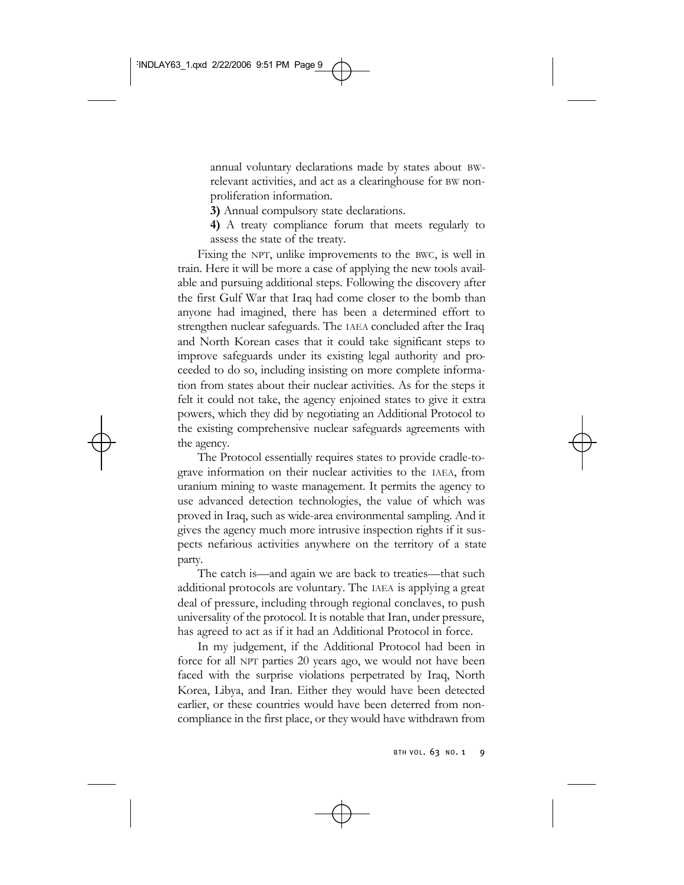annual voluntary declarations made by states about BW-relevant activities, and act as a clearinghouse for BW nonproliferation information.

**3)** Annual compulsory state declarations.

**4)** A treaty compliance forum that meets regularly to assess the state of the treaty.

Fixing the NPT, unlike improvements to the BWC, is well in train. Here it will be more a case of applying the new tools available and pursuing additional steps. Following the discovery after the first Gulf War that Iraq had come closer to the bomb than anyone had imagined, there has been a determined effort to strengthen nuclear safeguards. The IAEA concluded after the Iraq and North Korean cases that it could take significant steps to improve safeguards under its existing legal authority and proceeded to do so, including insisting on more complete information from states about their nuclear activities. As for the steps it felt it could not take, the agency enjoined states to give it extra powers, which they did by negotiating an Additional Protocol to the existing comprehensive nuclear safeguards agreements with the agency.

The Protocol essentially requires states to provide cradle-to-grave information on their nuclear activities to the IAEA, from uranium mining to waste management. It permits the agency to use advanced detection technologies, the value of which was proved in Iraq, such as wide-area environmental sampling. And it gives the agency much more intrusive inspection rights if it suspects nefarious activities anywhere on the territory of a state party.

The catch is—and again we are back to treaties—that such additional protocols are voluntary. The IAEA is applying a great deal of pressure, including through regional conclaves, to push universality of the protocol. It is notable that Iran, under pressure, has agreed to act as if it had an Additional Protocol in force.

In my judgement, if the Additional Protocol had been in force for all NPT parties 20 years ago, we would not have been faced with the surprise violations perpetrated by Iraq, North Korea, Libya, and Iran. Either they would have been detected earlier, or these countries would have been deterred from noncompliance in the first place, or they would have withdrawn from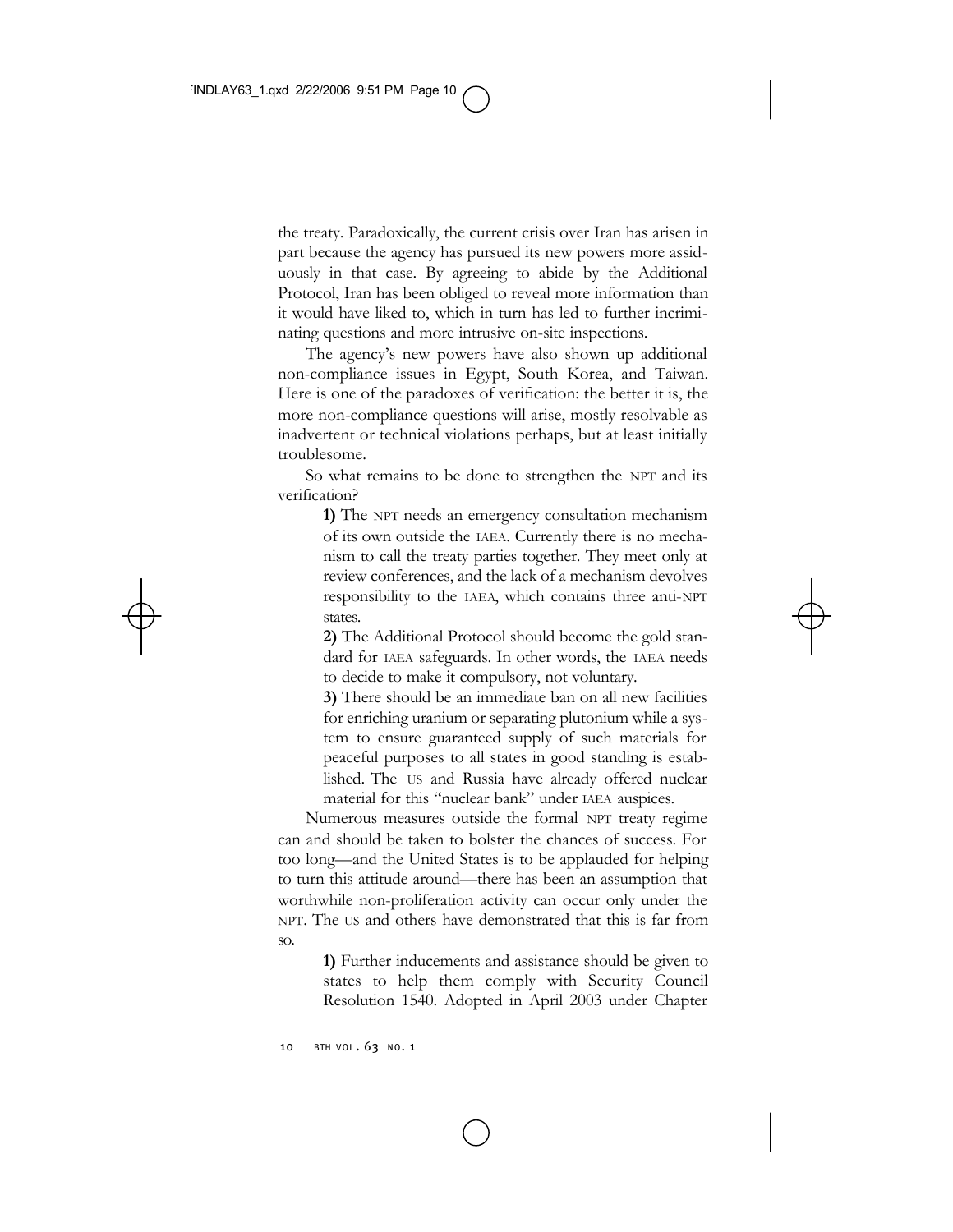the treaty. Paradoxically, the current crisis over Iran has arisen in part because the agency has pursued its new powers more assiduously in that case. By agreeing to abide by the Additional Protocol, Iran has been obliged to reveal more information than it would have liked to, which in turn has led to further incriminating questions and more intrusive on-site inspections.

The agency's new powers have also shown up additional non-compliance issues in Egypt, South Korea, and Taiwan. Here is one of the paradoxes of verification: the better it is, the more non-compliance questions will arise, mostly resolvable as inadvertent or technical violations perhaps, but at least initially troublesome.

So what remains to be done to strengthen the NPT and its verification?

> **1)** The NPT needs an emergency consultation mechanism of its own outside the IAEA. Currently there is no mechanism to call the treaty parties together. They meet only at review conferences, and the lack of a mechanism devolves responsibility to the IAEA, which contains three anti-NPT states.
>
> **2)** The Additional Protocol should become the gold standard for IAEA safeguards. In other words, the IAEA needs to decide to make it compulsory, not voluntary.
>
> **3)** There should be an immediate ban on all new facilities for enriching uranium or separating plutonium while a system to ensure guaranteed supply of such materials for peaceful purposes to all states in good standing is established. The US and Russia have already offered nuclear material for this "nuclear bank" under IAEA auspices.

Numerous measures outside the formal NPT treaty regime can and should be taken to bolster the chances of success. For too long—and the United States is to be applauded for helping to turn this attitude around—there has been an assumption that worthwhile non-proliferation activity can occur only under the NPT. The US and others have demonstrated that this is far from so.

> **1)** Further inducements and assistance should be given to states to help them comply with Security Council Resolution 1540. Adopted in April 2003 under Chapter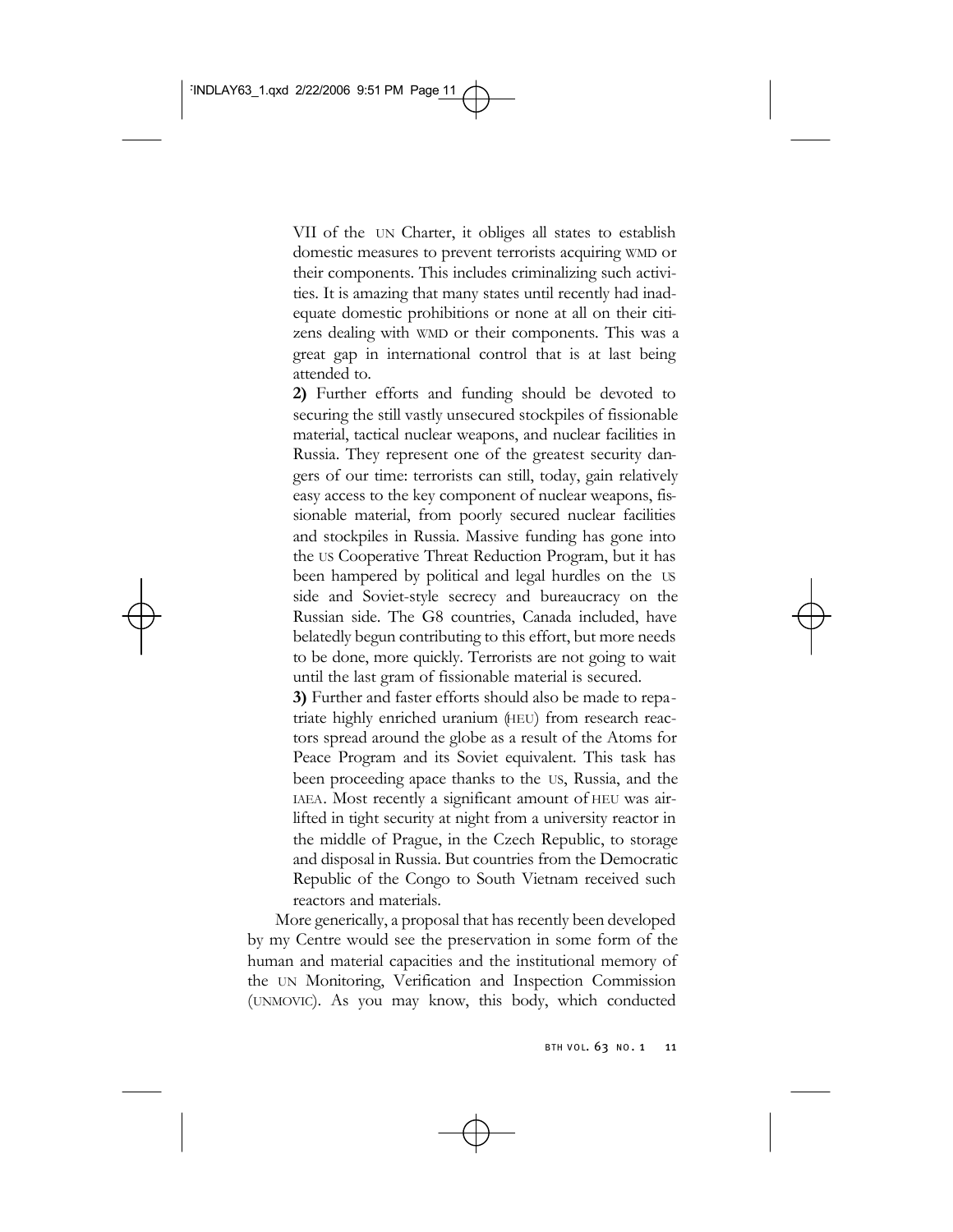VII of the UN Charter, it obliges all states to establish domestic measures to prevent terrorists acquiring WMD or their components. This includes criminalizing such activities. It is amazing that many states until recently had inadequate domestic prohibitions or none at all on their citizens dealing with WMD or their components. This was a great gap in international control that is at last being attended to.

**2)** Further efforts and funding should be devoted to securing the still vastly unsecured stockpiles of fissionable material, tactical nuclear weapons, and nuclear facilities in Russia. They represent one of the greatest security dangers of our time: terrorists can still, today, gain relatively easy access to the key component of nuclear weapons, fissionable material, from poorly secured nuclear facilities and stockpiles in Russia. Massive funding has gone into the US Cooperative Threat Reduction Program, but it has been hampered by political and legal hurdles on the US side and Soviet-style secrecy and bureaucracy on the Russian side. The G8 countries, Canada included, have belatedly begun contributing to this effort, but more needs to be done, more quickly. Terrorists are not going to wait until the last gram of fissionable material is secured.

**3)** Further and faster efforts should also be made to repatriate highly enriched uranium (HEU) from research reactors spread around the globe as a result of the Atoms for Peace Program and its Soviet equivalent. This task has been proceeding apace thanks to the US, Russia, and the IAEA. Most recently a significant amount of HEU was airlifted in tight security at night from a university reactor in the middle of Prague, in the Czech Republic, to storage and disposal in Russia. But countries from the Democratic Republic of the Congo to South Vietnam received such reactors and materials.

More generically, a proposal that has recently been developed by my Centre would see the preservation in some form of the human and material capacities and the institutional memory of the UN Monitoring, Verification and Inspection Commission (UNMOVIC). As you may know, this body, which conducted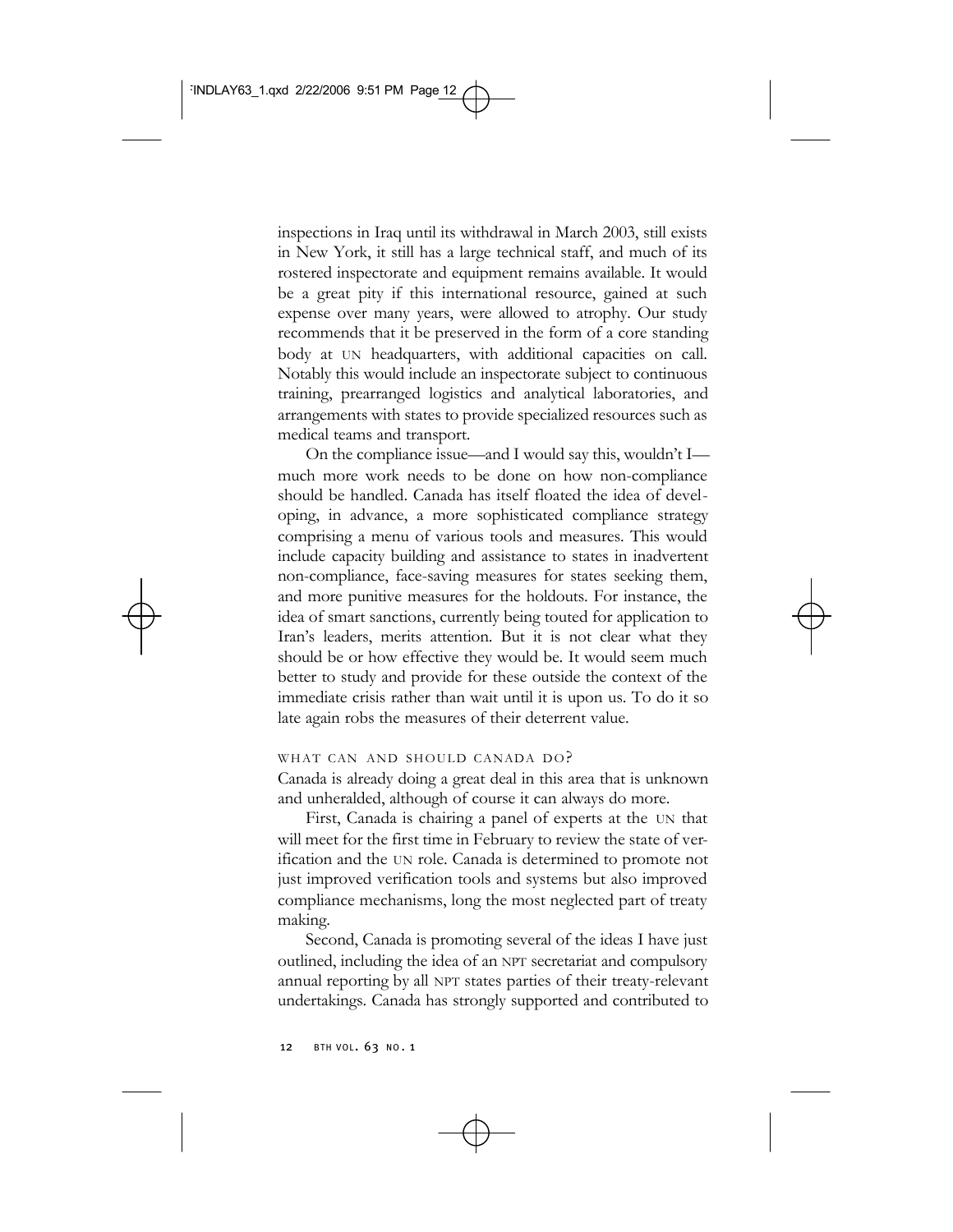inspections in Iraq until its withdrawal in March 2003, still exists in New York, it still has a large technical staff, and much of its rostered inspectorate and equipment remains available. It would be a great pity if this international resource, gained at such expense over many years, were allowed to atrophy. Our study recommends that it be preserved in the form of a core standing body at UN headquarters, with additional capacities on call. Notably this would include an inspectorate subject to continuous training, prearranged logistics and analytical laboratories, and arrangements with states to provide specialized resources such as medical teams and transport.

On the compliance issue—and I would say this, wouldn't I—much more work needs to be done on how non-compliance should be handled. Canada has itself floated the idea of developing, in advance, a more sophisticated compliance strategy comprising a menu of various tools and measures. This would include capacity building and assistance to states in inadvertent non-compliance, face-saving measures for states seeking them, and more punitive measures for the holdouts. For instance, the idea of smart sanctions, currently being touted for application to Iran's leaders, merits attention. But it is not clear what they should be or how effective they would be. It would seem much better to study and provide for these outside the context of the immediate crisis rather than wait until it is upon us. To do it so late again robs the measures of their deterrent value.

### WHAT CAN AND SHOULD CANADA DO?

Canada is already doing a great deal in this area that is unknown and unheralded, although of course it can always do more.

First, Canada is chairing a panel of experts at the UN that will meet for the first time in February to review the state of verification and the UN role. Canada is determined to promote not just improved verification tools and systems but also improved compliance mechanisms, long the most neglected part of treaty making.

Second, Canada is promoting several of the ideas I have just outlined, including the idea of an NPT secretariat and compulsory annual reporting by all NPT states parties of their treaty-relevant undertakings. Canada has strongly supported and contributed to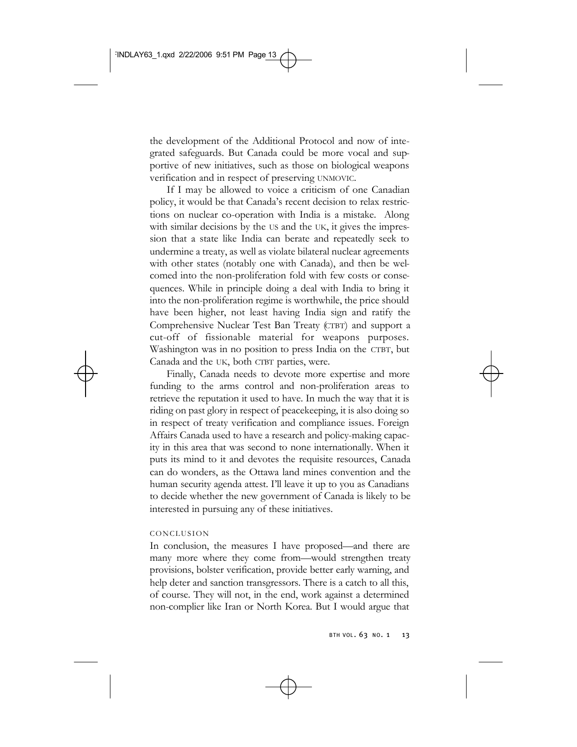the development of the Additional Protocol and now of integrated safeguards. But Canada could be more vocal and supportive of new initiatives, such as those on biological weapons verification and in respect of preserving UNMOVIC.

If I may be allowed to voice a criticism of one Canadian policy, it would be that Canada's recent decision to relax restrictions on nuclear co-operation with India is a mistake. Along with similar decisions by the US and the UK, it gives the impression that a state like India can berate and repeatedly seek to undermine a treaty, as well as violate bilateral nuclear agreements with other states (notably one with Canada), and then be welcomed into the non-proliferation fold with few costs or consequences. While in principle doing a deal with India to bring it into the non-proliferation regime is worthwhile, the price should have been higher, not least having India sign and ratify the Comprehensive Nuclear Test Ban Treaty (CTBT) and support a cut-off of fissionable material for weapons purposes. Washington was in no position to press India on the CTBT, but Canada and the UK, both CTBT parties, were.

Finally, Canada needs to devote more expertise and more funding to the arms control and non-proliferation areas to retrieve the reputation it used to have. In much the way that it is riding on past glory in respect of peacekeeping, it is also doing so in respect of treaty verification and compliance issues. Foreign Affairs Canada used to have a research and policy-making capacity in this area that was second to none internationally. When it puts its mind to it and devotes the requisite resources, Canada can do wonders, as the Ottawa land mines convention and the human security agenda attest. I'll leave it up to you as Canadians to decide whether the new government of Canada is likely to be interested in pursuing any of these initiatives.

## CONCLUSION

In conclusion, the measures I have proposed—and there are many more where they come from—would strengthen treaty provisions, bolster verification, provide better early warning, and help deter and sanction transgressors. There is a catch to all this, of course. They will not, in the end, work against a determined non-complier like Iran or North Korea. But I would argue that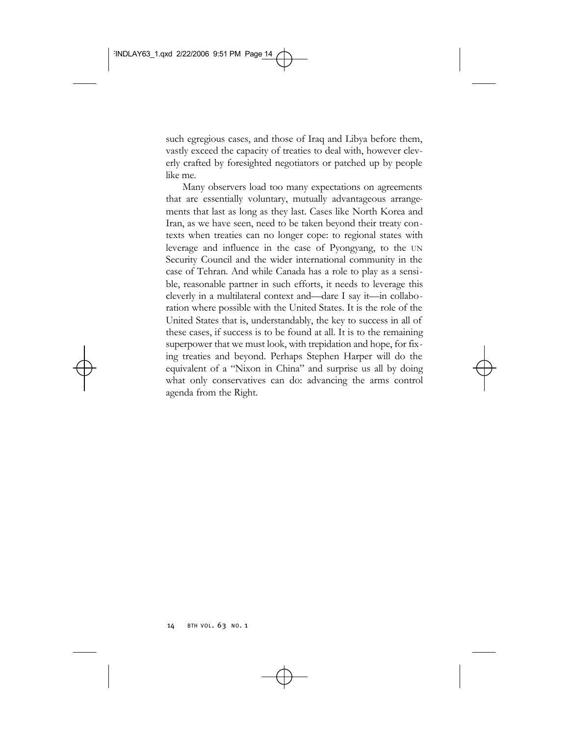such egregious cases, and those of Iraq and Libya before them, vastly exceed the capacity of treaties to deal with, however cleverly crafted by foresighted negotiators or patched up by people like me.

Many observers load too many expectations on agreements that are essentially voluntary, mutually advantageous arrangements that last as long as they last. Cases like North Korea and Iran, as we have seen, need to be taken beyond their treaty contexts when treaties can no longer cope: to regional states with leverage and influence in the case of Pyongyang, to the UN Security Council and the wider international community in the case of Tehran. And while Canada has a role to play as a sensible, reasonable partner in such efforts, it needs to leverage this cleverly in a multilateral context and—dare I say it—in collaboration where possible with the United States. It is the role of the United States that is, understandably, the key to success in all of these cases, if success is to be found at all. It is to the remaining superpower that we must look, with trepidation and hope, for fixing treaties and beyond. Perhaps Stephen Harper will do the equivalent of a "Nixon in China" and surprise us all by doing what only conservatives can do: advancing the arms control agenda from the Right.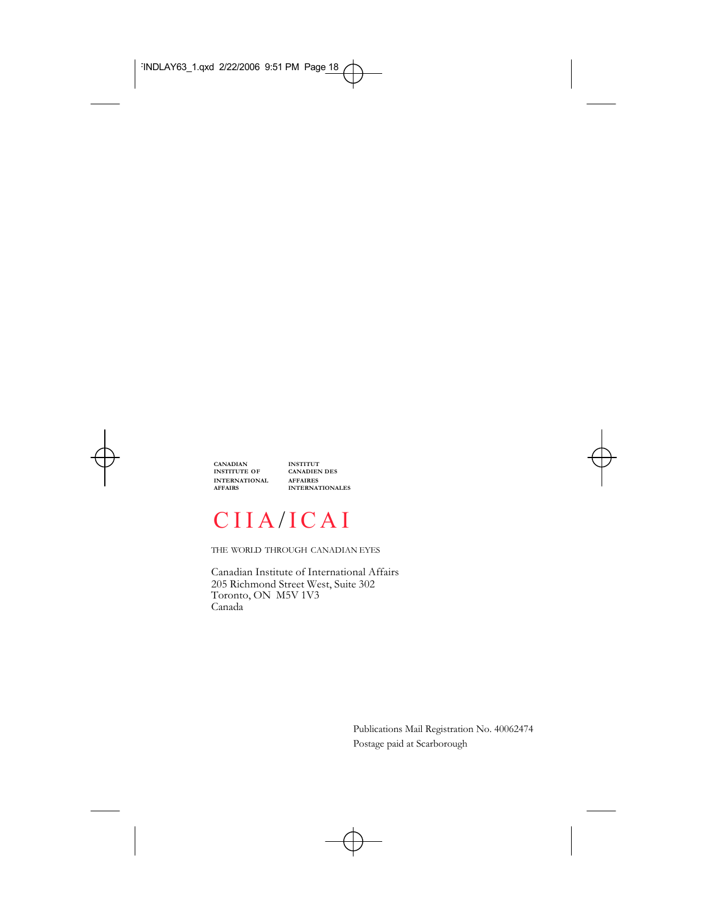CANADIAN INSTITUTE OF INTERNATIONAL AFFAIRS

INSTITUT CANADIEN DES AFFAIRES INTERNATIONALES

# CIIA/ICAI

THE WORLD THROUGH CANADIAN EYES

Canadian Institute of International Affairs
205 Richmond Street West, Suite 302
Toronto, ON M5V 1V3
Canada

Publications Mail Registration No. 40062474
Postage paid at Scarborough